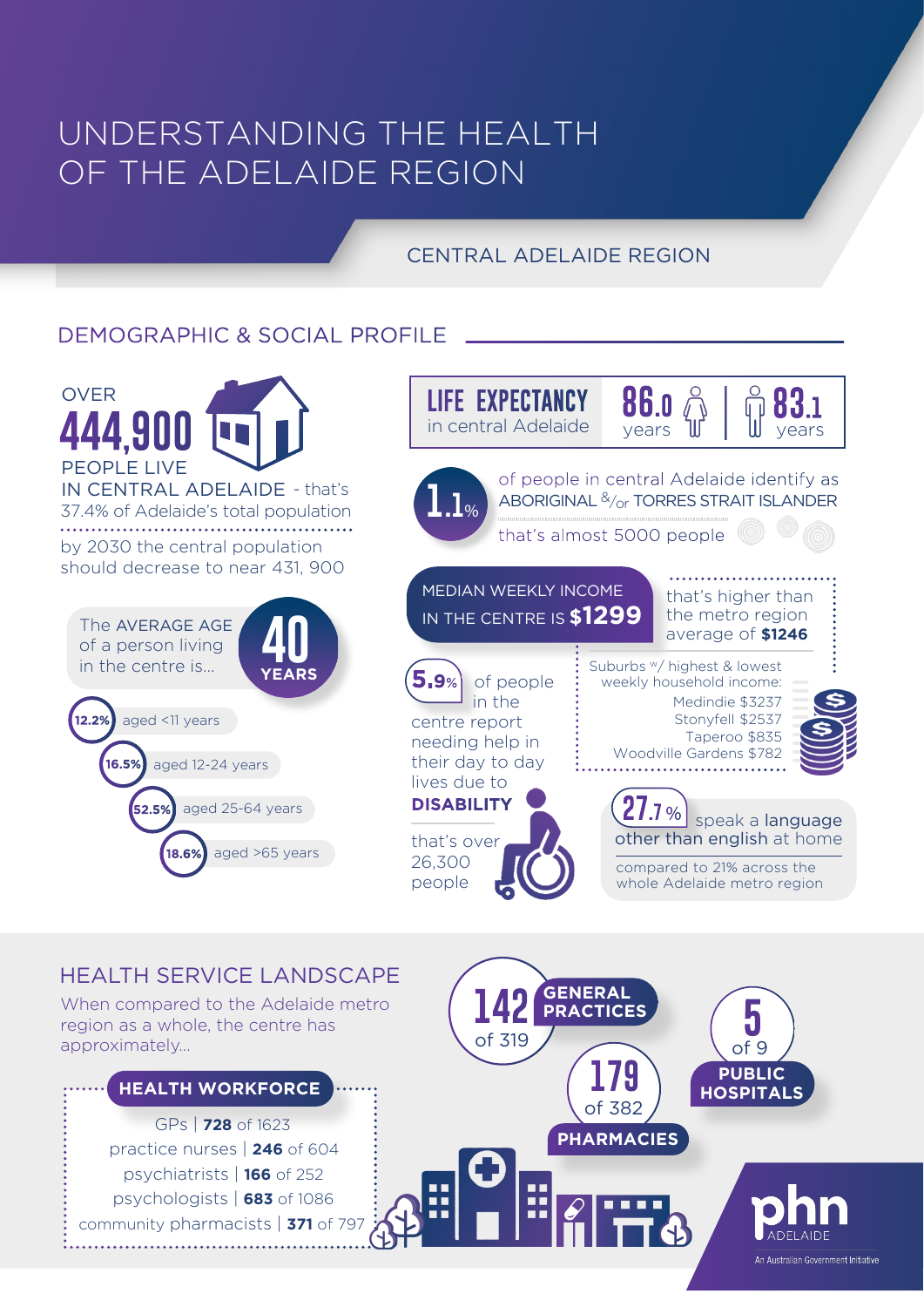# UNDERSTANDING THE HEALTH OF THE ADELAIDE REGION

## CENTRAL ADELAIDE REGION

## DEMOGRAPHIC & SOCIAL PROFILE

OVER **444,900** PEOPLE LIVE IN CENTRAL ADELAIDE - that's 37.4% of Adelaide's total population

by 2030 the central population should decrease to near 431, 900

The AVERAGE AGE of a person living in the centre is... **40 YEARS**

- **12.2%** aged <11 years
- **16.5%** aged 12-24 years
- **52.5%** aged 25-64 years
- **18.6%** aged >65 years

**LIFE EXPECTANCY** in central Adelaide: **86.0** years (female) | **83.1** years (male)

**1.1%** of people in central Adelaide identify as ABORIGINAL &/or TORRES STRAIT ISLANDER – that's almost 5000 people

MEDIAN WEEKLY INCOME IN THE CENTRE IS **$1299** – that's higher than the metro region average of **$1246**

Suburbs w/ highest & lowest weekly household income:
- Medindie $3237
- Stonyfell $2537
- Taperoo $835
- Woodville Gardens $782

**5.9%** of people in the centre report needing help in their day to day lives due to **DISABILITY** – that's over 26,300 people

**27.1%** speak a language other than english at home – compared to 21% across the whole Adelaide metro region

## HEALTH SERVICE LANDSCAPE

When compared to the Adelaide metro region as a whole, the centre has approximately...

**HEALTH WORKFORCE**
- GPs | **728** of 1623
- practice nurses | **246** of 604
- psychiatrists | **166** of 252
- psychologists | **683** of 1086
- community pharmacists | **371** of 797

**142** of 319 **GENERAL PRACTICES**

**179** of 382 **PHARMACIES**

**5** of 9 **PUBLIC HOSPITALS**

phn ADELAIDE – An Australian Government Initiative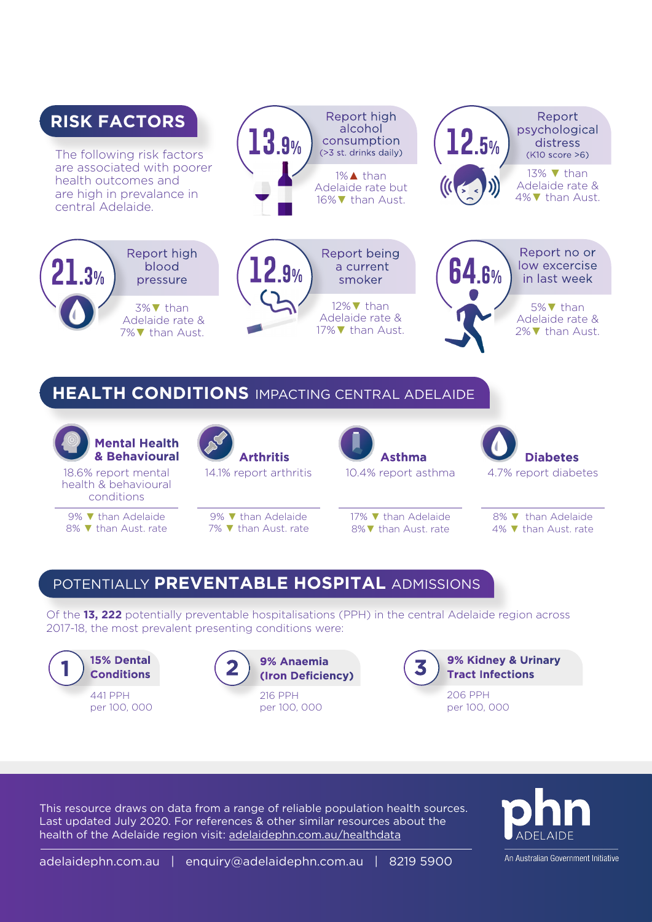## RISK FACTORS

The following risk factors are associated with poorer health outcomes and are high in prevalence in central Adelaide.

**13.9%** Report high alcohol consumption (>3 st. drinks daily)

1%▲ than Adelaide rate but 16%▼ than Aust.

**12.5%** Report psychological distress (K10 score >6)

13% ▼ than Adelaide rate & 4%▼ than Aust.

**21.3%** Report high blood pressure

3%▼ than Adelaide rate & 7%▼ than Aust.

**12.9%** Report being a current smoker

12%▼ than Adelaide rate & 17%▼ than Aust.

**64.6%** Report no or low excercise in last week

5%▼ than Adelaide rate & 2%▼ than Aust.

## HEALTH CONDITIONS IMPACTING CENTRAL ADELAIDE

**Mental Health & Behavioural**

18.6% report mental health & behavioural conditions

9% ▼ than Adelaide
8% ▼ than Aust. rate

**Arthritis**

14.1% report arthritis

9% ▼ than Adelaide
7% ▼ than Aust. rate

**Asthma**

10.4% report asthma

17% ▼ than Adelaide
8%▼ than Aust. rate

**Diabetes**

4.7% report diabetes

8% ▼ than Adelaide
4% ▼ than Aust. rate

## POTENTIALLY PREVENTABLE HOSPITAL ADMISSIONS

Of the **13, 222** potentially preventable hospitalisations (PPH) in the central Adelaide region across 2017-18, the most prevalent presenting conditions were:

1. **15% Dental Conditions**
   441 PPH per 100, 000
2. **9% Anaemia (Iron Deficiency)**
   216 PPH per 100, 000
3. **9% Kidney & Urinary Tract Infections**
   206 PPH per 100, 000

This resource draws on data from a range of reliable population health sources. Last updated July 2020. For references & other similar resources about the health of the Adelaide region visit: adelaidephn.com.au/healthdata

adelaidephn.com.au | enquiry@adelaidephn.com.au | 8219 5900

phn ADELAIDE
An Australian Government Initiative